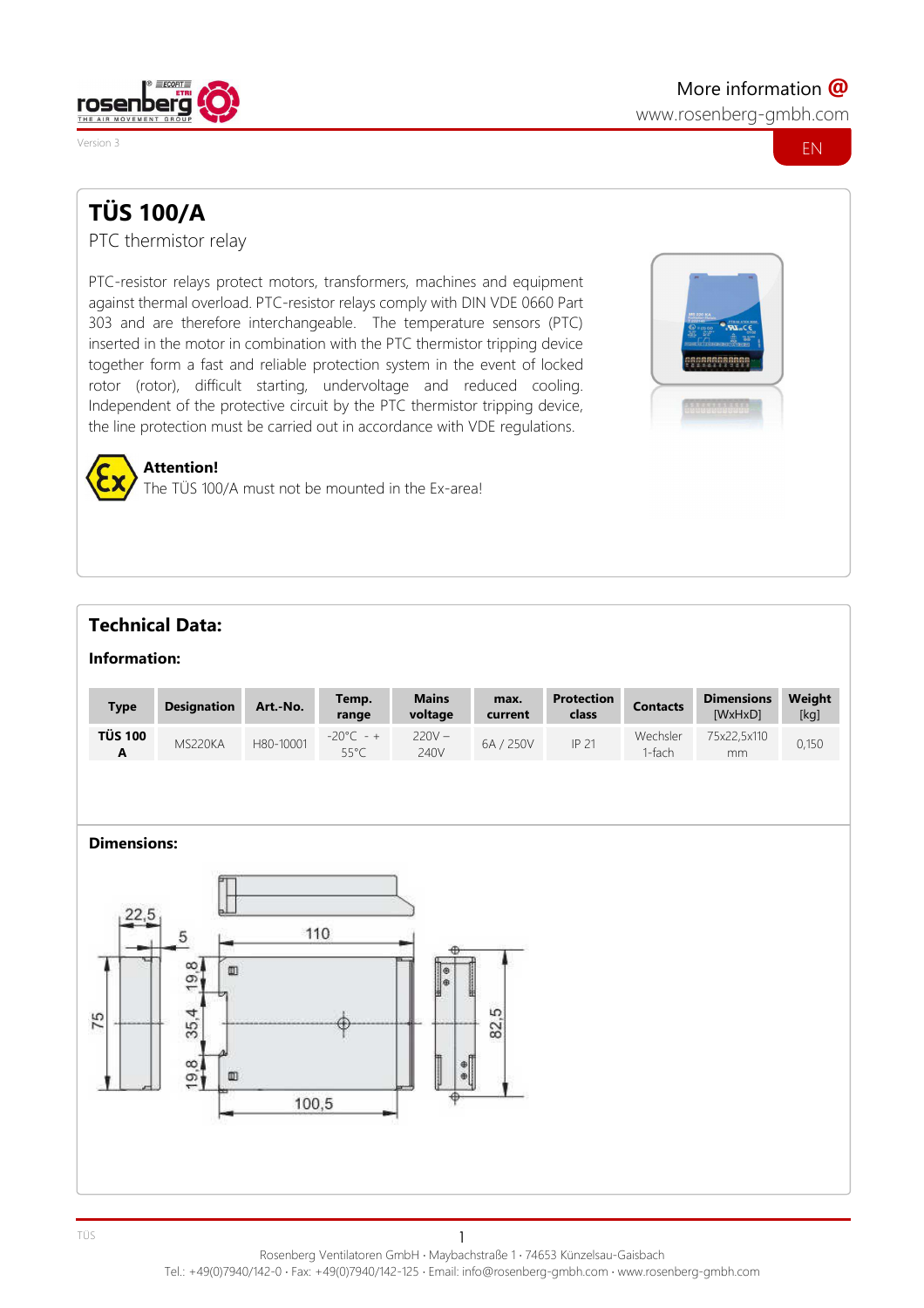More information @
www.rosenberg-gmbh.com

Version 3

EN

# TÜS 100/A

PTC thermistor relay

PTC-resistor relays protect motors, transformers, machines and equipment against thermal overload. PTC-resistor relays comply with DIN VDE 0660 Part 303 and are therefore interchangeable. The temperature sensors (PTC) inserted in the motor in combination with the PTC thermistor tripping device together form a fast and reliable protection system in the event of locked rotor (rotor), difficult starting, undervoltage and reduced cooling. Independent of the protective circuit by the PTC thermistor tripping device, the line protection must be carried out in accordance with VDE regulations.

**Attention!**
The TÜS 100/A must not be mounted in the Ex-area!

## Technical Data:

### Information:

| Type | Designation | Art.-No. | Temp. range | Mains voltage | max. current | Protection class | Contacts | Dimensions [WxHxD] | Weight [kg] |
|---|---|---|---|---|---|---|---|---|---|
| TÜS 100 A | MS220KA | H80-10001 | -20°C - + 55°C | 220V – 240V | 6A / 250V | IP 21 | Wechsler 1-fach | 75x22,5x110 mm | 0,150 |

### Dimensions:

22,5 · 5 · 110 · 75 · 19,8 · 35,4 · 19,8 · 82,5 · 100,5

Rosenberg Ventilatoren GmbH · Maybachstraße 1 · 74653 Künzelsau-Gaisbach
Tel.: +49(0)7940/142-0 · Fax: +49(0)7940/142-125 · Email: info@rosenberg-gmbh.com · www.rosenberg-gmbh.com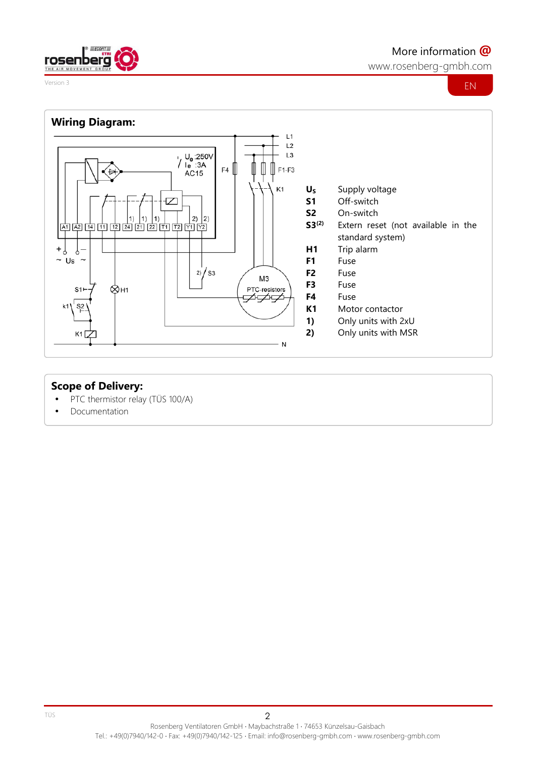## Wiring Diagram:

$U_e$ :250V
$I_e$ :3A
AC15

A1 A2 14 11 12 24 21 22 T1 T2 Y1 Y2

1) 1) 1) 2) 2)

F4

F1-F3

L1
L2
L3

K1

+ ~ Us ~ −

S1

S2

k1

K1

H1

2) S3

M3

PTC-resistors

N

| | |
|---|---|
| **$U_S$** | Supply voltage |
| **S1** | Off-switch |
| **S2** | On-switch |
| **S3[2]** | Extern reset (not available in the standard system) |
| **H1** | Trip alarm |
| **F1** | Fuse |
| **F2** | Fuse |
| **F3** | Fuse |
| **F4** | Fuse |
| **K1** | Motor contactor |
| **1)** | Only units with 2xU |
| **2)** | Only units with MSR |

## Scope of Delivery:

- PTC thermistor relay (TÜS 100/A)
- Documentation